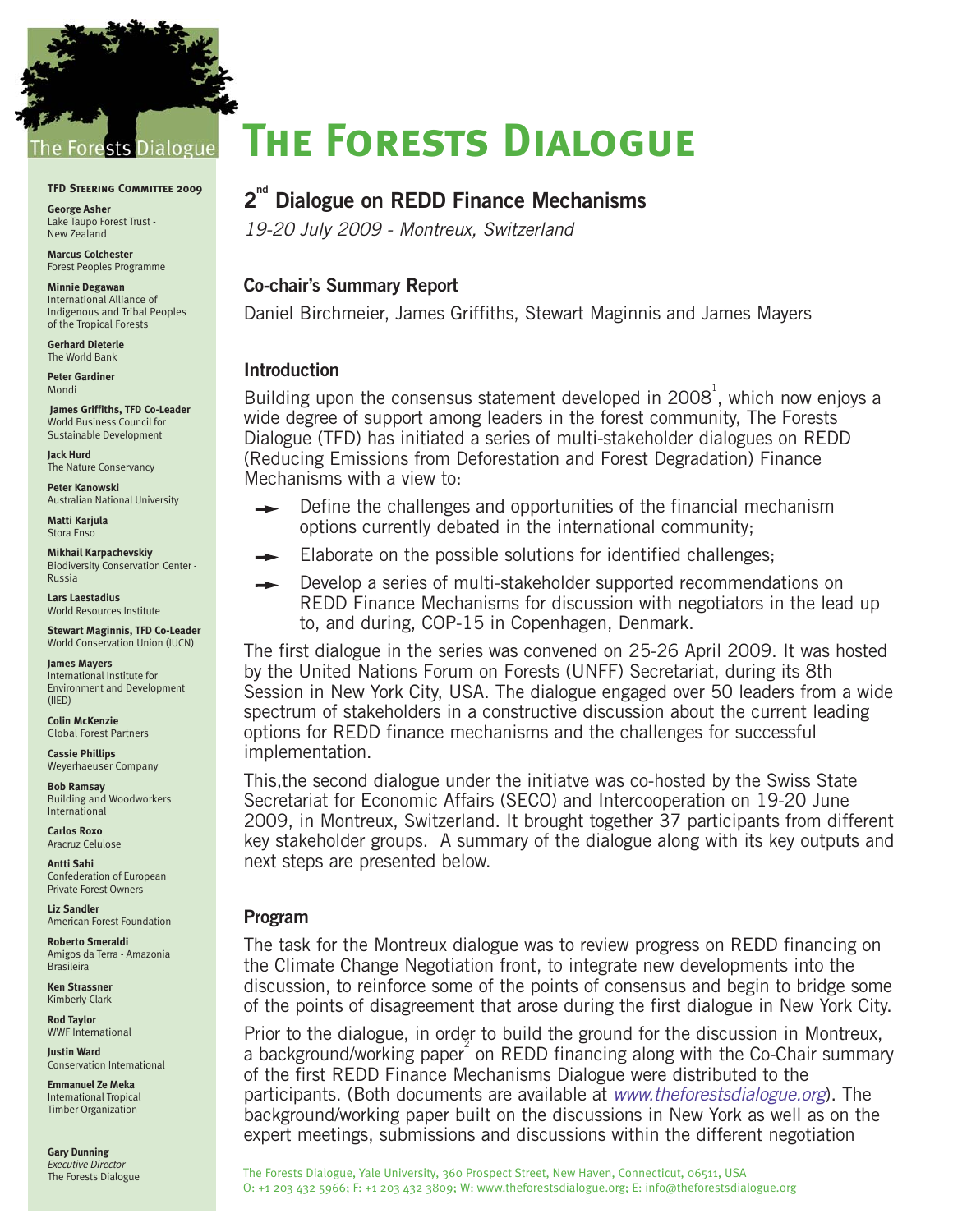# The Forests Dialogue

**TFD Steering Committee 2009**

**George Asher**
Lake Taupo Forest Trust - New Zealand

**Marcus Colchester**
Forest Peoples Programme

**Minnie Degawan**
International Alliance of Indigenous and Tribal Peoples of the Tropical Forests

**Gerhard Dieterle**
The World Bank

**Peter Gardiner**
Mondi

**James Griffiths, TFD Co-Leader**
World Business Council for Sustainable Development

**Jack Hurd**
The Nature Conservancy

**Peter Kanowski**
Australian National University

**Matti Karjula**
Stora Enso

**Mikhail Karpachevskiy**
Biodiversity Conservation Center - Russia

**Lars Laestadius**
World Resources Institute

**Stewart Maginnis, TFD Co-Leader**
World Conservation Union (IUCN)

**James Mayers**
International Institute for Environment and Development (IIED)

**Colin McKenzie**
Global Forest Partners

**Cassie Phillips**
Weyerhaeuser Company

**Bob Ramsay**
Building and Woodworkers International

**Carlos Roxo**
Aracruz Celulose

**Antti Sahi**
Confederation of European Private Forest Owners

**Liz Sandler**
American Forest Foundation

**Roberto Smeraldi**
Amigos da Terra - Amazonia Brasileira

**Ken Strassner**
Kimberly-Clark

**Rod Taylor**
WWF International

**Justin Ward**
Conservation International

**Emmanuel Ze Meka**
International Tropical Timber Organization

**Gary Dunning**
*Executive Director*
The Forests Dialogue

## 2nd Dialogue on REDD Finance Mechanisms

*19-20 July 2009 - Montreux, Switzerland*

### Co-chair's Summary Report

Daniel Birchmeier, James Griffiths, Stewart Maginnis and James Mayers

### Introduction

Building upon the consensus statement developed in 2008[1], which now enjoys a wide degree of support among leaders in the forest community, The Forests Dialogue (TFD) has initiated a series of multi-stakeholder dialogues on REDD (Reducing Emissions from Deforestation and Forest Degradation) Finance Mechanisms with a view to:

- Define the challenges and opportunities of the financial mechanism options currently debated in the international community;
- Elaborate on the possible solutions for identified challenges;
- Develop a series of multi-stakeholder supported recommendations on REDD Finance Mechanisms for discussion with negotiators in the lead up to, and during, COP-15 in Copenhagen, Denmark.

The first dialogue in the series was convened on 25-26 April 2009. It was hosted by the United Nations Forum on Forests (UNFF) Secretariat, during its 8th Session in New York City, USA. The dialogue engaged over 50 leaders from a wide spectrum of stakeholders in a constructive discussion about the current leading options for REDD finance mechanisms and the challenges for successful implementation.

This,the second dialogue under the initiatve was co-hosted by the Swiss State Secretariat for Economic Affairs (SECO) and Intercooperation on 19-20 June 2009, in Montreux, Switzerland. It brought together 37 participants from different key stakeholder groups. A summary of the dialogue along with its key outputs and next steps are presented below.

### Program

The task for the Montreux dialogue was to review progress on REDD financing on the Climate Change Negotiation front, to integrate new developments into the discussion, to reinforce some of the points of consensus and begin to bridge some of the points of disagreement that arose during the first dialogue in New York City.

Prior to the dialogue, in order to build the ground for the discussion in Montreux, a background/working paper[2] on REDD financing along with the Co-Chair summary of the first REDD Finance Mechanisms Dialogue were distributed to the participants. (Both documents are available at *www.theforestsdialogue.org*). The background/working paper built on the discussions in New York as well as on the expert meetings, submissions and discussions within the different negotiation

The Forests Dialogue, Yale University, 360 Prospect Street, New Haven, Connecticut, 06511, USA
O: +1 203 432 5966; F: +1 203 432 3809; W: www.theforestsdialogue.org; E: info@theforestsdialogue.org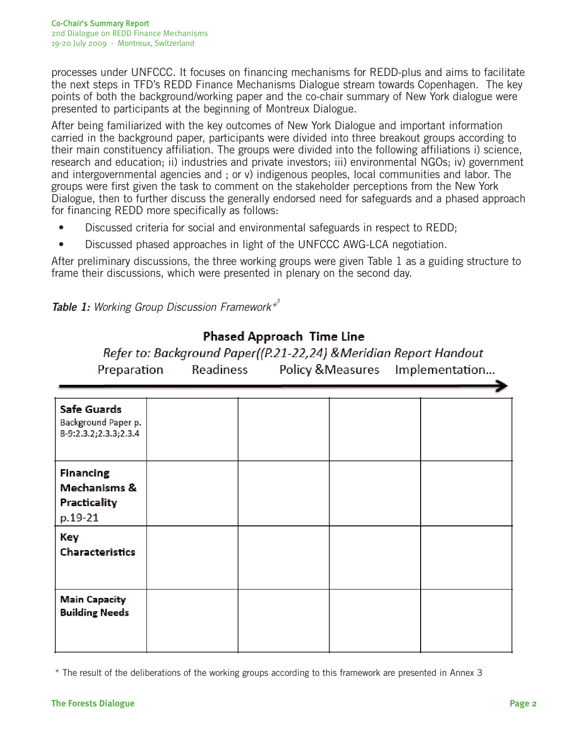processes under UNFCCC. It focuses on financing mechanisms for REDD-plus and aims to facilitate the next steps in TFD's REDD Finance Mechanisms Dialogue stream towards Copenhagen. The key points of both the background/working paper and the co-chair summary of New York dialogue were presented to participants at the beginning of Montreux Dialogue.

After being familiarized with the key outcomes of New York Dialogue and important information carried in the background paper, participants were divided into three breakout groups according to their main constituency affiliation. The groups were divided into the following affiliations i) science, research and education; ii) industries and private investors; iii) environmental NGOs; iv) government and intergovernmental agencies and ; or v) indigenous peoples, local communities and labor. The groups were first given the task to comment on the stakeholder perceptions from the New York Dialogue, then to further discuss the generally endorsed need for safeguards and a phased approach for financing REDD more specifically as follows:

- Discussed criteria for social and environmental safeguards in respect to REDD;
- Discussed phased approaches in light of the UNFCCC AWG-LCA negotiation.

After preliminary discussions, the three working groups were given Table 1 as a guiding structure to frame their discussions, which were presented in plenary on the second day.

***Table 1:*** *Working Group Discussion Framework**[3]

**Phased Approach Time Line**

*Refer to: Background Paper((P.21-22,24) &Meridian Report Handout*

| | Preparation | Readiness | Policy &Measures | Implementation... |
|---|---|---|---|---|
| **Safe Guards** Background Paper p. 8-9:2.3.2;2.3.3;2.3.4 | | | | |
| **Financing Mechanisms & Practicality** p.19-21 | | | | |
| **Key Characteristics** | | | | |
| **Main Capacity Building Needs** | | | | |

\* The result of the deliberations of the working groups according to this framework are presented in Annex 3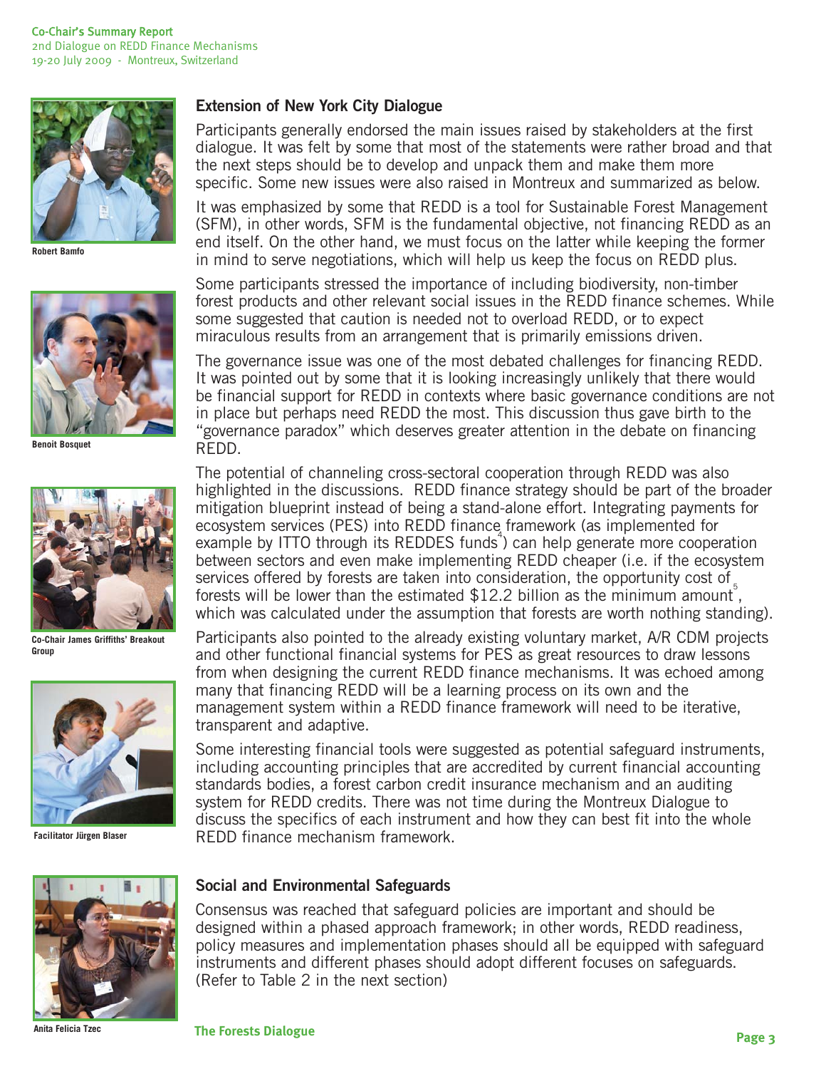## Extension of New York City Dialogue

Participants generally endorsed the main issues raised by stakeholders at the first dialogue. It was felt by some that most of the statements were rather broad and that the next steps should be to develop and unpack them and make them more specific. Some new issues were also raised in Montreux and summarized as below.

It was emphasized by some that REDD is a tool for Sustainable Forest Management (SFM), in other words, SFM is the fundamental objective, not financing REDD as an end itself. On the other hand, we must focus on the latter while keeping the former in mind to serve negotiations, which will help us keep the focus on REDD plus.

Some participants stressed the importance of including biodiversity, non-timber forest products and other relevant social issues in the REDD finance schemes. While some suggested that caution is needed not to overload REDD, or to expect miraculous results from an arrangement that is primarily emissions driven.

The governance issue was one of the most debated challenges for financing REDD. It was pointed out by some that it is looking increasingly unlikely that there would be financial support for REDD in contexts where basic governance conditions are not in place but perhaps need REDD the most. This discussion thus gave birth to the "governance paradox" which deserves greater attention in the debate on financing REDD.

The potential of channeling cross-sectoral cooperation through REDD was also highlighted in the discussions. REDD finance strategy should be part of the broader mitigation blueprint instead of being a stand-alone effort. Integrating payments for ecosystem services (PES) into REDD finance framework (as implemented for example by ITTO through its REDDES funds[4]) can help generate more cooperation between sectors and even make implementing REDD cheaper (i.e. if the ecosystem services offered by forests are taken into consideration, the opportunity cost of forests will be lower than the estimated $12.2 billion as the minimum amount[5], which was calculated under the assumption that forests are worth nothing standing).

Participants also pointed to the already existing voluntary market, A/R CDM projects and other functional financial systems for PES as great resources to draw lessons from when designing the current REDD finance mechanisms. It was echoed among many that financing REDD will be a learning process on its own and the management system within a REDD finance framework will need to be iterative, transparent and adaptive.

Some interesting financial tools were suggested as potential safeguard instruments, including accounting principles that are accredited by current financial accounting standards bodies, a forest carbon credit insurance mechanism and an auditing system for REDD credits. There was not time during the Montreux Dialogue to discuss the specifics of each instrument and how they can best fit into the whole REDD finance mechanism framework.

## Social and Environmental Safeguards

Consensus was reached that safeguard policies are important and should be designed within a phased approach framework; in other words, REDD readiness, policy measures and implementation phases should all be equipped with safeguard instruments and different phases should adopt different focuses on safeguards. (Refer to Table 2 in the next section)

Robert Bamfo

Benoit Bosquet

Co-Chair James Griffiths' Breakout Group

Facilitator Jürgen Blaser

Anita Felicia Tzec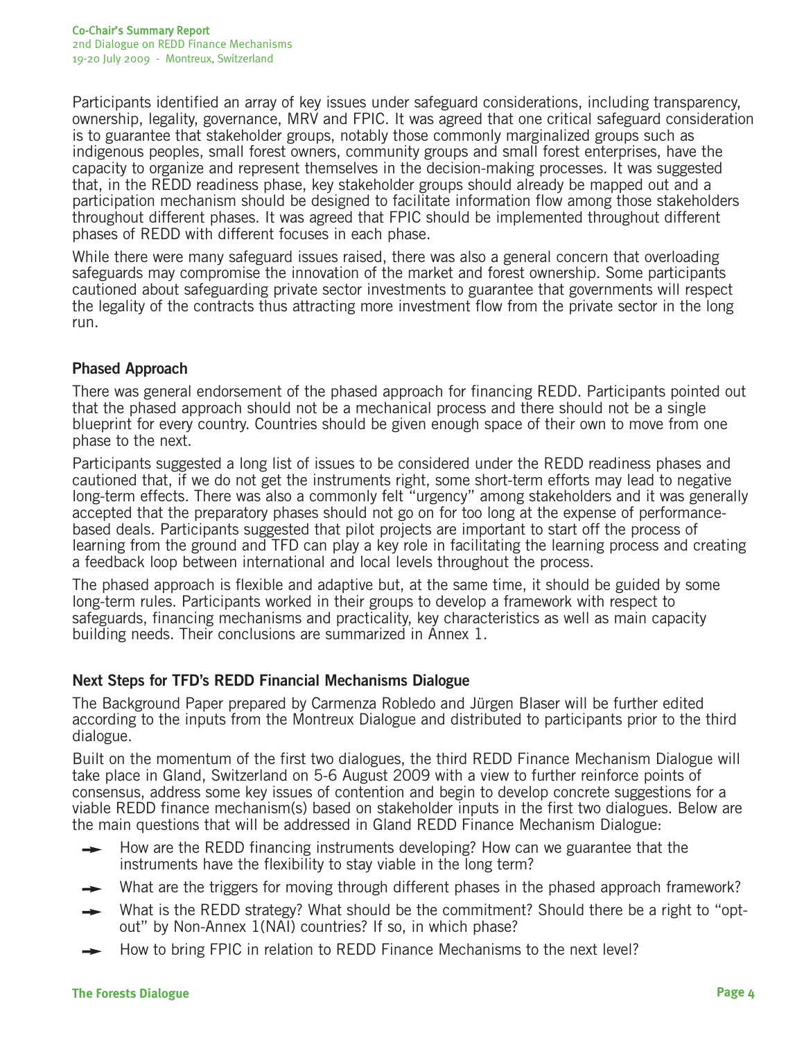Participants identified an array of key issues under safeguard considerations, including transparency, ownership, legality, governance, MRV and FPIC. It was agreed that one critical safeguard consideration is to guarantee that stakeholder groups, notably those commonly marginalized groups such as indigenous peoples, small forest owners, community groups and small forest enterprises, have the capacity to organize and represent themselves in the decision-making processes. It was suggested that, in the REDD readiness phase, key stakeholder groups should already be mapped out and a participation mechanism should be designed to facilitate information flow among those stakeholders throughout different phases. It was agreed that FPIC should be implemented throughout different phases of REDD with different focuses in each phase.

While there were many safeguard issues raised, there was also a general concern that overloading safeguards may compromise the innovation of the market and forest ownership. Some participants cautioned about safeguarding private sector investments to guarantee that governments will respect the legality of the contracts thus attracting more investment flow from the private sector in the long run.

## Phased Approach

There was general endorsement of the phased approach for financing REDD. Participants pointed out that the phased approach should not be a mechanical process and there should not be a single blueprint for every country. Countries should be given enough space of their own to move from one phase to the next.

Participants suggested a long list of issues to be considered under the REDD readiness phases and cautioned that, if we do not get the instruments right, some short-term efforts may lead to negative long-term effects. There was also a commonly felt "urgency" among stakeholders and it was generally accepted that the preparatory phases should not go on for too long at the expense of performance-based deals. Participants suggested that pilot projects are important to start off the process of learning from the ground and TFD can play a key role in facilitating the learning process and creating a feedback loop between international and local levels throughout the process.

The phased approach is flexible and adaptive but, at the same time, it should be guided by some long-term rules. Participants worked in their groups to develop a framework with respect to safeguards, financing mechanisms and practicality, key characteristics as well as main capacity building needs. Their conclusions are summarized in Annex 1.

## Next Steps for TFD's REDD Financial Mechanisms Dialogue

The Background Paper prepared by Carmenza Robledo and Jürgen Blaser will be further edited according to the inputs from the Montreux Dialogue and distributed to participants prior to the third dialogue.

Built on the momentum of the first two dialogues, the third REDD Finance Mechanism Dialogue will take place in Gland, Switzerland on 5-6 August 2009 with a view to further reinforce points of consensus, address some key issues of contention and begin to develop concrete suggestions for a viable REDD finance mechanism(s) based on stakeholder inputs in the first two dialogues. Below are the main questions that will be addressed in Gland REDD Finance Mechanism Dialogue:

- How are the REDD financing instruments developing? How can we guarantee that the instruments have the flexibility to stay viable in the long term?
- What are the triggers for moving through different phases in the phased approach framework?
- What is the REDD strategy? What should be the commitment? Should there be a right to "opt-out" by Non-Annex 1(NAI) countries? If so, in which phase?
- How to bring FPIC in relation to REDD Finance Mechanisms to the next level?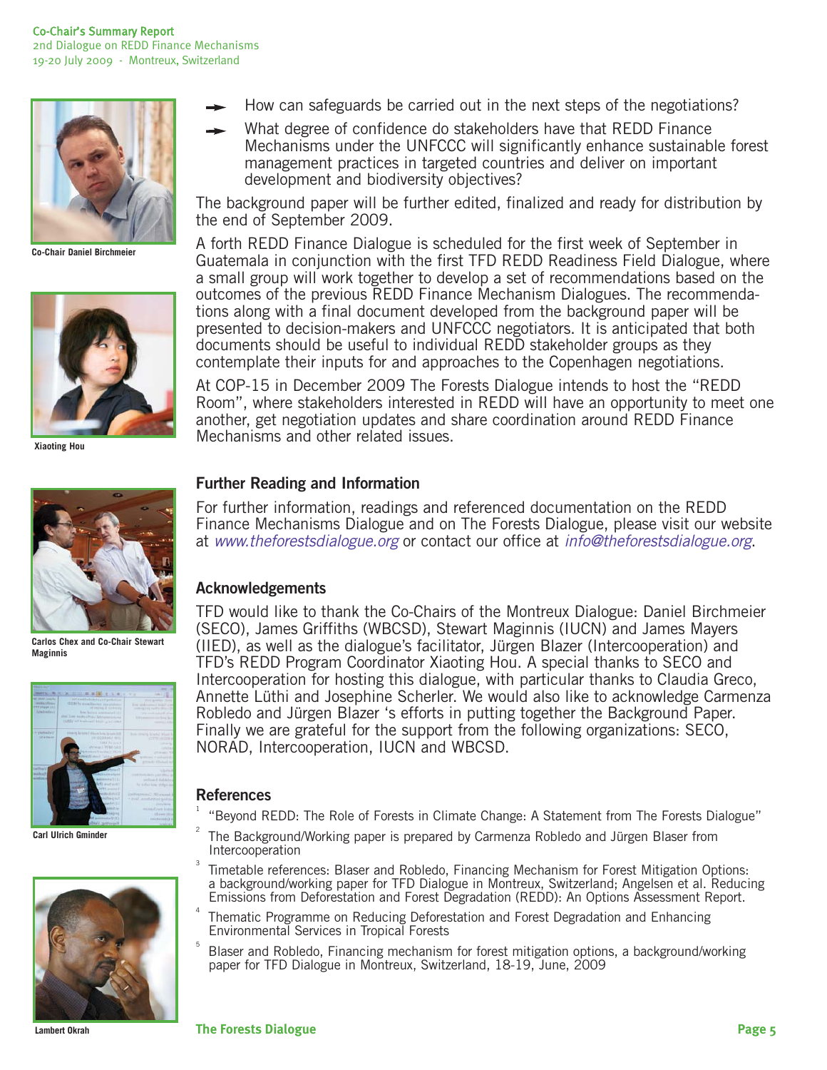- How can safeguards be carried out in the next steps of the negotiations?
- What degree of confidence do stakeholders have that REDD Finance Mechanisms under the UNFCCC will significantly enhance sustainable forest management practices in targeted countries and deliver on important development and biodiversity objectives?

The background paper will be further edited, finalized and ready for distribution by the end of September 2009.

A forth REDD Finance Dialogue is scheduled for the first week of September in Guatemala in conjunction with the first TFD REDD Readiness Field Dialogue, where a small group will work together to develop a set of recommendations based on the outcomes of the previous REDD Finance Mechanism Dialogues. The recommendations along with a final document developed from the background paper will be presented to decision-makers and UNFCCC negotiators. It is anticipated that both documents should be useful to individual REDD stakeholder groups as they contemplate their inputs for and approaches to the Copenhagen negotiations.

At COP-15 in December 2009 The Forests Dialogue intends to host the "REDD Room", where stakeholders interested in REDD will have an opportunity to meet one another, get negotiation updates and share coordination around REDD Finance Mechanisms and other related issues.

Co-Chair Daniel Birchmeier

Xiaoting Hou

Carlos Chex and Co-Chair Stewart Maginnis

Carl Ulrich Gminder

Lambert Okrah

## Further Reading and Information

For further information, readings and referenced documentation on the REDD Finance Mechanisms Dialogue and on The Forests Dialogue, please visit our website at *www.theforestsdialogue.org* or contact our office at *info@theforestsdialogue.org*.

## Acknowledgements

TFD would like to thank the Co-Chairs of the Montreux Dialogue: Daniel Birchmeier (SECO), James Griffiths (WBCSD), Stewart Maginnis (IUCN) and James Mayers (IIED), as well as the dialogue's facilitator, Jürgen Blazer (Intercooperation) and TFD's REDD Program Coordinator Xiaoting Hou. A special thanks to SECO and Intercooperation for hosting this dialogue, with particular thanks to Claudia Greco, Annette Lüthi and Josephine Scherler. We would also like to acknowledge Carmenza Robledo and Jürgen Blazer 's efforts in putting together the Background Paper. Finally we are grateful for the support from the following organizations: SECO, NORAD, Intercooperation, IUCN and WBCSD.

## References

1. "Beyond REDD: The Role of Forests in Climate Change: A Statement from The Forests Dialogue"
2. The Background/Working paper is prepared by Carmenza Robledo and Jürgen Blaser from Intercooperation
3. Timetable references: Blaser and Robledo, Financing Mechanism for Forest Mitigation Options: a background/working paper for TFD Dialogue in Montreux, Switzerland; Angelsen et al. Reducing Emissions from Deforestation and Forest Degradation (REDD): An Options Assessment Report.
4. Thematic Programme on Reducing Deforestation and Forest Degradation and Enhancing Environmental Services in Tropical Forests
5. Blaser and Robledo, Financing mechanism for forest mitigation options, a background/working paper for TFD Dialogue in Montreux, Switzerland, 18-19, June, 2009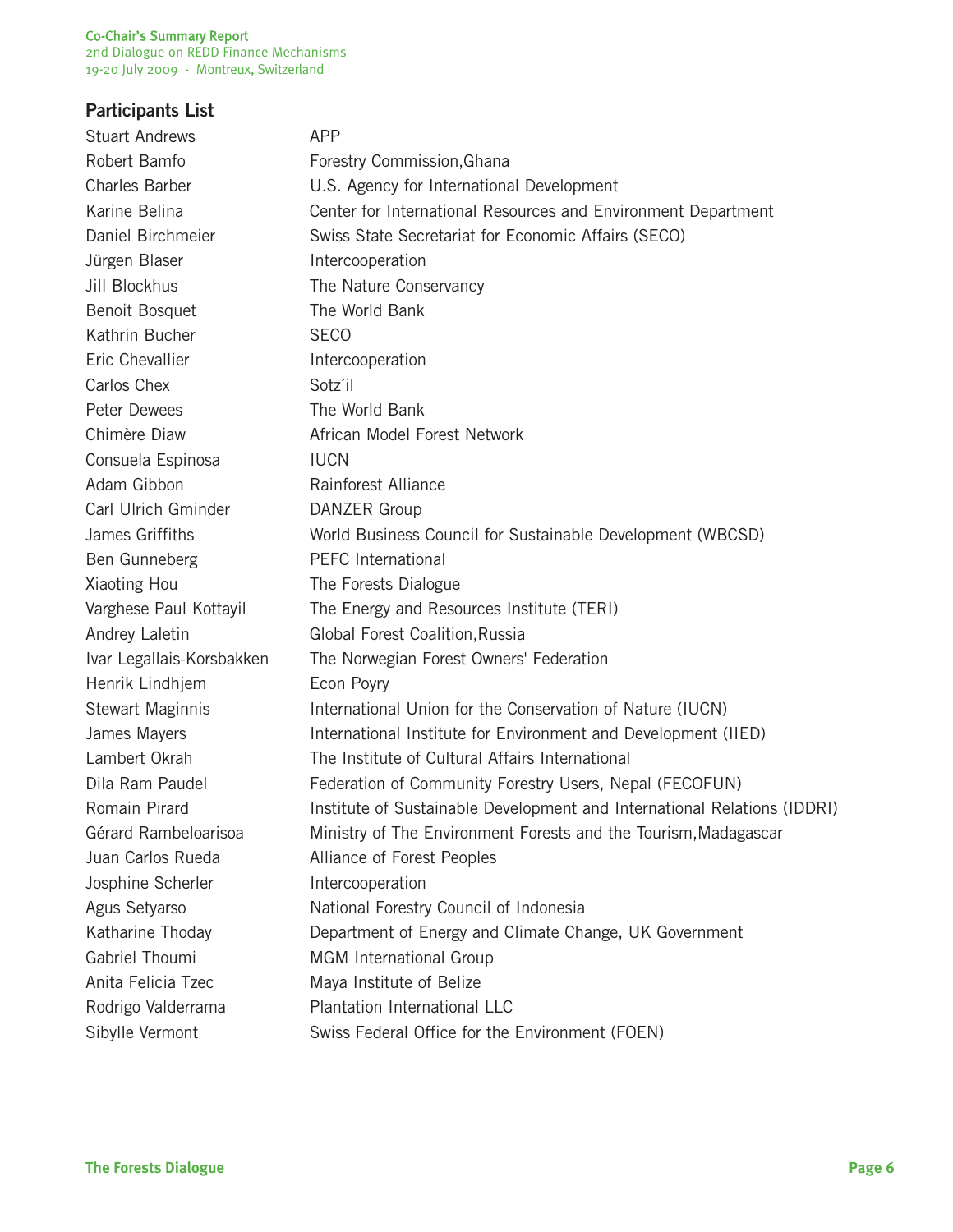## Participants List

| | |
|---|---|
| Stuart Andrews | APP |
| Robert Bamfo | Forestry Commission,Ghana |
| Charles Barber | U.S. Agency for International Development |
| Karine Belina | Center for International Resources and Environment Department |
| Daniel Birchmeier | Swiss State Secretariat for Economic Affairs (SECO) |
| Jürgen Blaser | Intercooperation |
| Jill Blockhus | The Nature Conservancy |
| Benoit Bosquet | The World Bank |
| Kathrin Bucher | SECO |
| Eric Chevallier | Intercooperation |
| Carlos Chex | Sotz´il |
| Peter Dewees | The World Bank |
| Chimère Diaw | African Model Forest Network |
| Consuela Espinosa | IUCN |
| Adam Gibbon | Rainforest Alliance |
| Carl Ulrich Gminder | DANZER Group |
| James Griffiths | World Business Council for Sustainable Development (WBCSD) |
| Ben Gunneberg | PEFC International |
| Xiaoting Hou | The Forests Dialogue |
| Varghese Paul Kottayil | The Energy and Resources Institute (TERI) |
| Andrey Laletin | Global Forest Coalition,Russia |
| Ivar Legallais-Korsbakken | The Norwegian Forest Owners' Federation |
| Henrik Lindhjem | Econ Poyry |
| Stewart Maginnis | International Union for the Conservation of Nature (IUCN) |
| James Mayers | International Institute for Environment and Development (IIED) |
| Lambert Okrah | The Institute of Cultural Affairs International |
| Dila Ram Paudel | Federation of Community Forestry Users, Nepal (FECOFUN) |
| Romain Pirard | Institute of Sustainable Development and International Relations (IDDRI) |
| Gérard Rambeloarisoa | Ministry of The Environment Forests and the Tourism,Madagascar |
| Juan Carlos Rueda | Alliance of Forest Peoples |
| Josphine Scherler | Intercooperation |
| Agus Setyarso | National Forestry Council of Indonesia |
| Katharine Thoday | Department of Energy and Climate Change, UK Government |
| Gabriel Thoumi | MGM International Group |
| Anita Felicia Tzec | Maya Institute of Belize |
| Rodrigo Valderrama | Plantation International LLC |
| Sibylle Vermont | Swiss Federal Office for the Environment (FOEN) |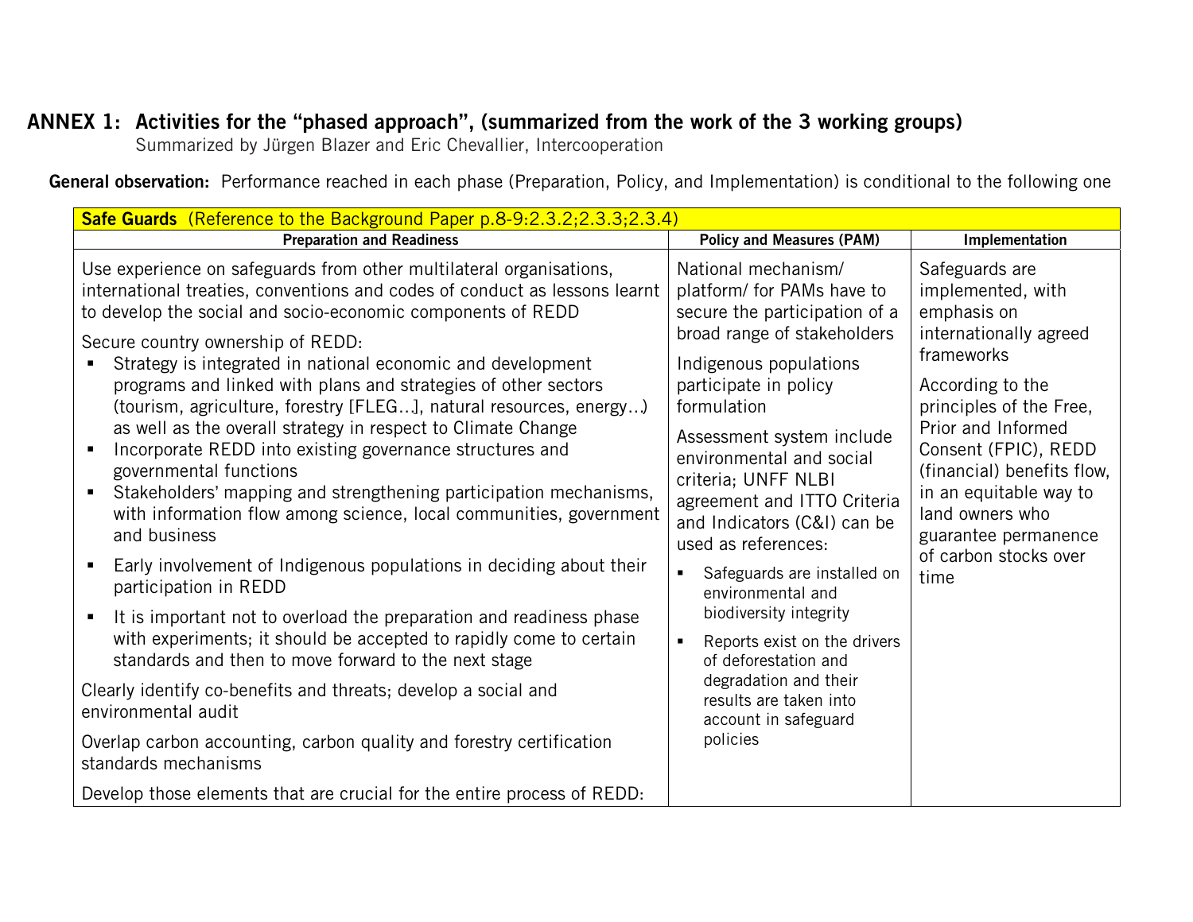## ANNEX 1: Activities for the "phased approach", (summarized from the work of the 3 working groups)

Summarized by Jürgen Blazer and Eric Chevallier, Intercooperation

**General observation:** Performance reached in each phase (Preparation, Policy, and Implementation) is conditional to the following one

| **Safe Guards** (Reference to the Background Paper p.8-9:2.3.2;2.3.3;2.3.4) | | |
|---|---|---|
| **Preparation and Readiness** | **Policy and Measures (PAM)** | **Implementation** |
| Use experience on safeguards from other multilateral organisations, international treaties, conventions and codes of conduct as lessons learnt to develop the social and socio-economic components of REDD<br><br>Secure country ownership of REDD:<br>▪ Strategy is integrated in national economic and development programs and linked with plans and strategies of other sectors (tourism, agriculture, forestry [FLEG…], natural resources, energy…) as well as the overall strategy in respect to Climate Change<br>▪ Incorporate REDD into existing governance structures and governmental functions<br>▪ Stakeholders' mapping and strengthening participation mechanisms, with information flow among science, local communities, government and business<br>▪ Early involvement of Indigenous populations in deciding about their participation in REDD<br>▪ It is important not to overload the preparation and readiness phase with experiments; it should be accepted to rapidly come to certain standards and then to move forward to the next stage<br><br>Clearly identify co-benefits and threats; develop a social and environmental audit<br><br>Overlap carbon accounting, carbon quality and forestry certification standards mechanisms<br><br>Develop those elements that are crucial for the entire process of REDD: | National mechanism/ platform/ for PAMs have to secure the participation of a broad range of stakeholders<br><br>Indigenous populations participate in policy formulation<br><br>Assessment system include environmental and social criteria; UNFF NLBI agreement and ITTO Criteria and Indicators (C&I) can be used as references:<br>▪ Safeguards are installed on environmental and biodiversity integrity<br>▪ Reports exist on the drivers of deforestation and degradation and their results are taken into account in safeguard policies | Safeguards are implemented, with emphasis on internationally agreed frameworks<br><br>According to the principles of the Free, Prior and Informed Consent (FPIC), REDD (financial) benefits flow, in an equitable way to land owners who guarantee permanence of carbon stocks over time |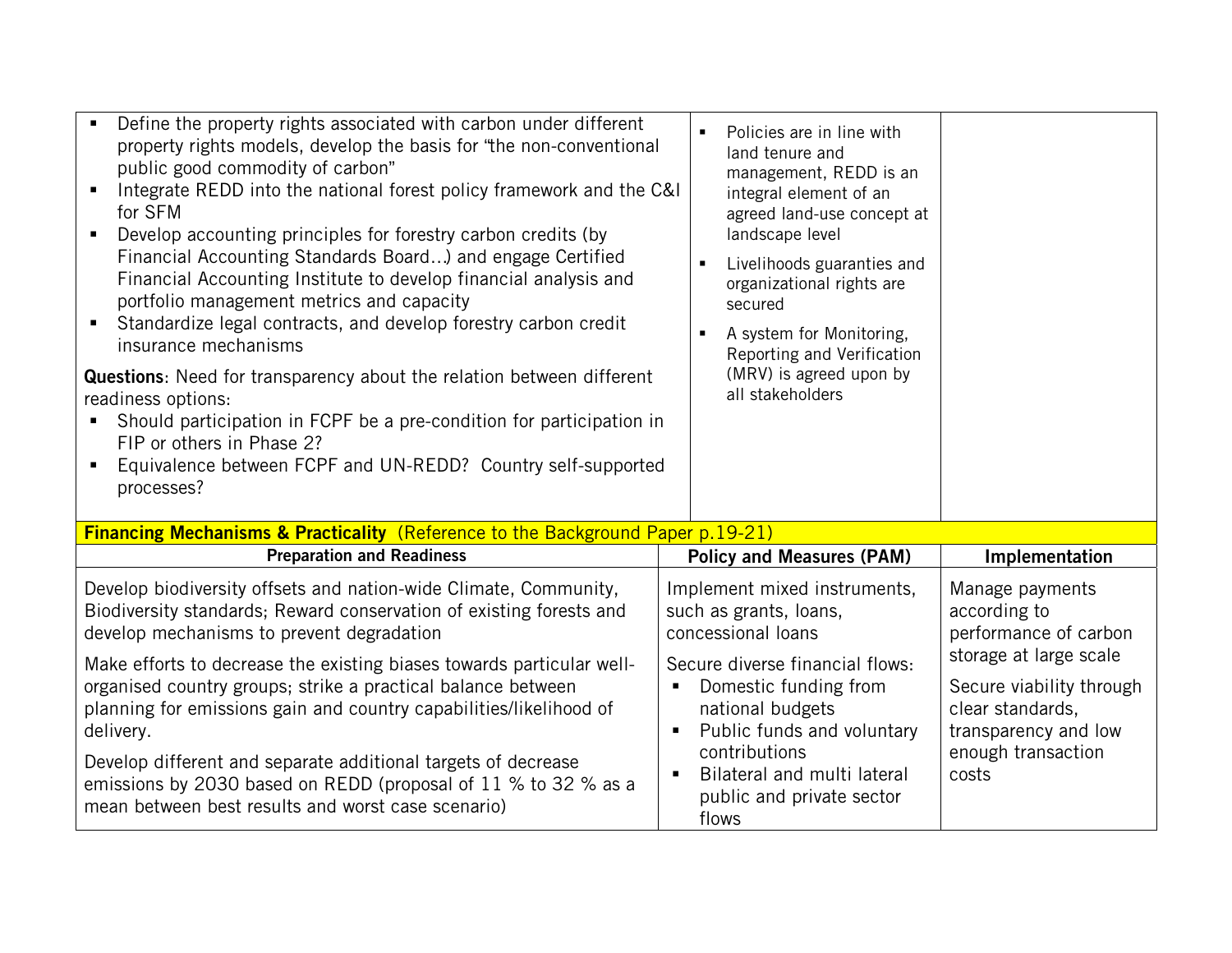| | | |
|---|---|---|
| ▪ Define the property rights associated with carbon under different property rights models, develop the basis for "the non-conventional public good commodity of carbon"<br>▪ Integrate REDD into the national forest policy framework and the C&I for SFM<br>▪ Develop accounting principles for forestry carbon credits (by Financial Accounting Standards Board…) and engage Certified Financial Accounting Institute to develop financial analysis and portfolio management metrics and capacity<br>▪ Standardize legal contracts, and develop forestry carbon credit insurance mechanisms<br><br>**Questions**: Need for transparency about the relation between different readiness options:<br>▪ Should participation in FCPF be a pre-condition for participation in FIP or others in Phase 2?<br>▪ Equivalence between FCPF and UN-REDD? Country self-supported processes? | ▪ Policies are in line with land tenure and management, REDD is an integral element of an agreed land-use concept at landscape level<br>▪ Livelihoods guaranties and organizational rights are secured<br>▪ A system for Monitoring, Reporting and Verification (MRV) is agreed upon by all stakeholders | |

| **Financing Mechanisms & Practicality** (Reference to the Background Paper p.19-21) | | |
|---|---|---|
| **Preparation and Readiness** | **Policy and Measures (PAM)** | **Implementation** |
| Develop biodiversity offsets and nation-wide Climate, Community, Biodiversity standards; Reward conservation of existing forests and develop mechanisms to prevent degradation<br><br>Make efforts to decrease the existing biases towards particular well-organised country groups; strike a practical balance between planning for emissions gain and country capabilities/likelihood of delivery.<br><br>Develop different and separate additional targets of decrease emissions by 2030 based on REDD (proposal of 11 % to 32 % as a mean between best results and worst case scenario) | Implement mixed instruments, such as grants, loans, concessional loans<br><br>Secure diverse financial flows:<br>▪ Domestic funding from national budgets<br>▪ Public funds and voluntary contributions<br>▪ Bilateral and multi lateral public and private sector flows | Manage payments according to performance of carbon storage at large scale<br><br>Secure viability through clear standards, transparency and low enough transaction costs |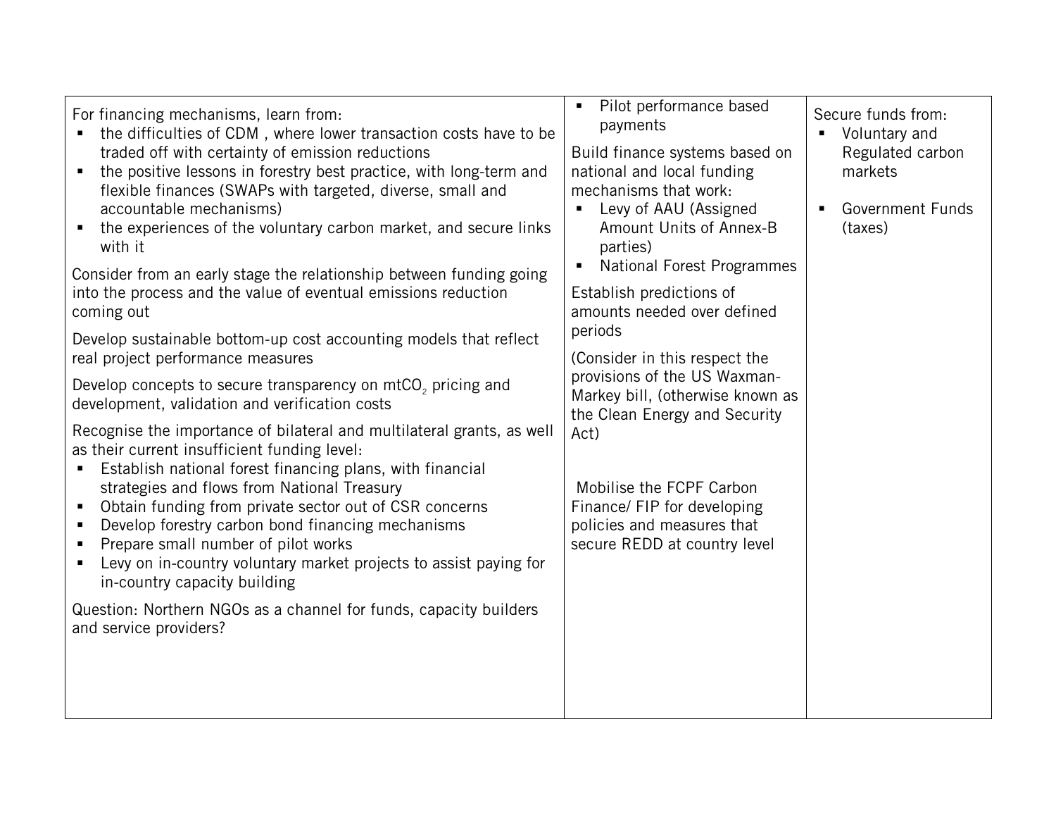| | | |
|---|---|---|
| For financing mechanisms, learn from:<br>▪ the difficulties of CDM , where lower transaction costs have to be traded off with certainty of emission reductions<br>▪ the positive lessons in forestry best practice, with long-term and flexible finances (SWAPs with targeted, diverse, small and accountable mechanisms)<br>▪ the experiences of the voluntary carbon market, and secure links with it<br><br>Consider from an early stage the relationship between funding going into the process and the value of eventual emissions reduction coming out<br><br>Develop sustainable bottom-up cost accounting models that reflect real project performance measures<br><br>Develop concepts to secure transparency on $mtCO_2$ pricing and development, validation and verification costs<br><br>Recognise the importance of bilateral and multilateral grants, as well as their current insufficient funding level:<br>▪ Establish national forest financing plans, with financial strategies and flows from National Treasury<br>▪ Obtain funding from private sector out of CSR concerns<br>▪ Develop forestry carbon bond financing mechanisms<br>▪ Prepare small number of pilot works<br>▪ Levy on in-country voluntary market projects to assist paying for in-country capacity building<br><br>Question: Northern NGOs as a channel for funds, capacity builders and service providers? | ▪ Pilot performance based payments<br><br>Build finance systems based on national and local funding mechanisms that work:<br>▪ Levy of AAU (Assigned Amount Units of Annex-B parties)<br>▪ National Forest Programmes<br><br>Establish predictions of amounts needed over defined periods<br><br>(Consider in this respect the provisions of the US Waxman-Markey bill, (otherwise known as the Clean Energy and Security Act)<br><br>Mobilise the FCPF Carbon Finance/ FIP for developing policies and measures that secure REDD at country level | Secure funds from:<br>▪ Voluntary and Regulated carbon markets<br><br>▪ Government Funds (taxes) |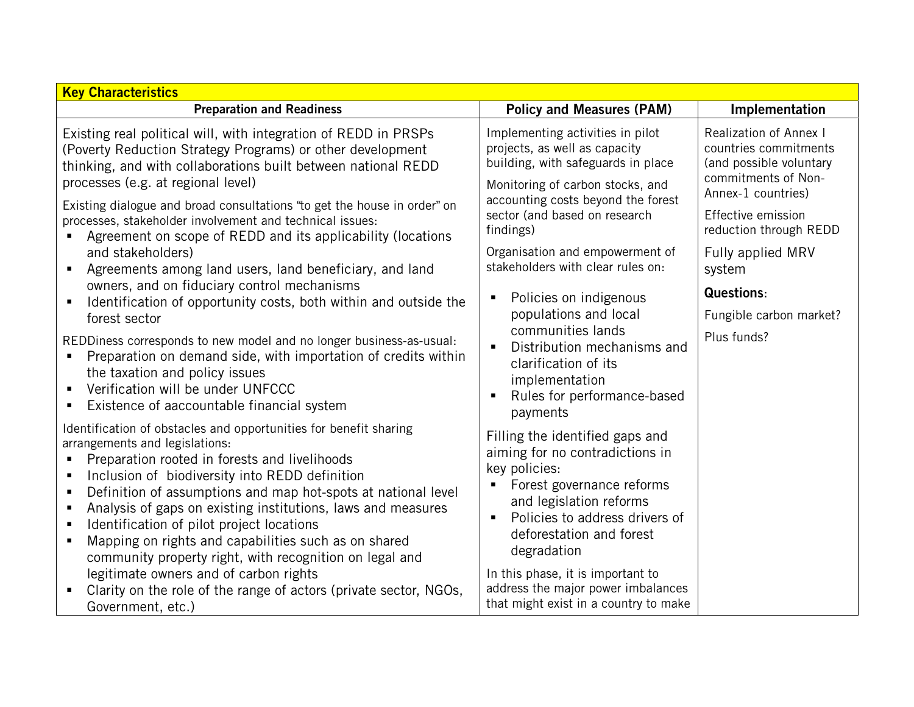| Key Characteristics | | |
|---|---|---|
| **Preparation and Readiness** | **Policy and Measures (PAM)** | **Implementation** |
| Existing real political will, with integration of REDD in PRSPs (Poverty Reduction Strategy Programs) or other development thinking, and with collaborations built between national REDD processes (e.g. at regional level)<br><br>Existing dialogue and broad consultations "to get the house in order" on processes, stakeholder involvement and technical issues:<br>▪ Agreement on scope of REDD and its applicability (locations and stakeholders)<br>▪ Agreements among land users, land beneficiary, and land owners, and on fiduciary control mechanisms<br>▪ Identification of opportunity costs, both within and outside the forest sector<br><br>REDDiness corresponds to new model and no longer business-as-usual:<br>▪ Preparation on demand side, with importation of credits within the taxation and policy issues<br>▪ Verification will be under UNFCCC<br>▪ Existence of aaccountable financial system<br><br>Identification of obstacles and opportunities for benefit sharing arrangements and legislations:<br>▪ Preparation rooted in forests and livelihoods<br>▪ Inclusion of biodiversity into REDD definition<br>▪ Definition of assumptions and map hot-spots at national level<br>▪ Analysis of gaps on existing institutions, laws and measures<br>▪ Identification of pilot project locations<br>▪ Mapping on rights and capabilities such as on shared community property right, with recognition on legal and legitimate owners and of carbon rights<br>▪ Clarity on the role of the range of actors (private sector, NGOs, Government, etc.) | Implementing activities in pilot projects, as well as capacity building, with safeguards in place<br><br>Monitoring of carbon stocks, and accounting costs beyond the forest sector (and based on research findings)<br><br>Organisation and empowerment of stakeholders with clear rules on:<br>▪ Policies on indigenous populations and local communities lands<br>▪ Distribution mechanisms and clarification of its implementation<br>▪ Rules for performance-based payments<br><br>Filling the identified gaps and aiming for no contradictions in key policies:<br>▪ Forest governance reforms and legislation reforms<br>▪ Policies to address drivers of deforestation and forest degradation<br><br>In this phase, it is important to address the major power imbalances that might exist in a country to make | Realization of Annex I countries commitments (and possible voluntary commitments of Non-Annex-1 countries)<br><br>Effective emission reduction through REDD<br><br>Fully applied MRV system<br><br>**Questions**:<br><br>Fungible carbon market?<br><br>Plus funds? |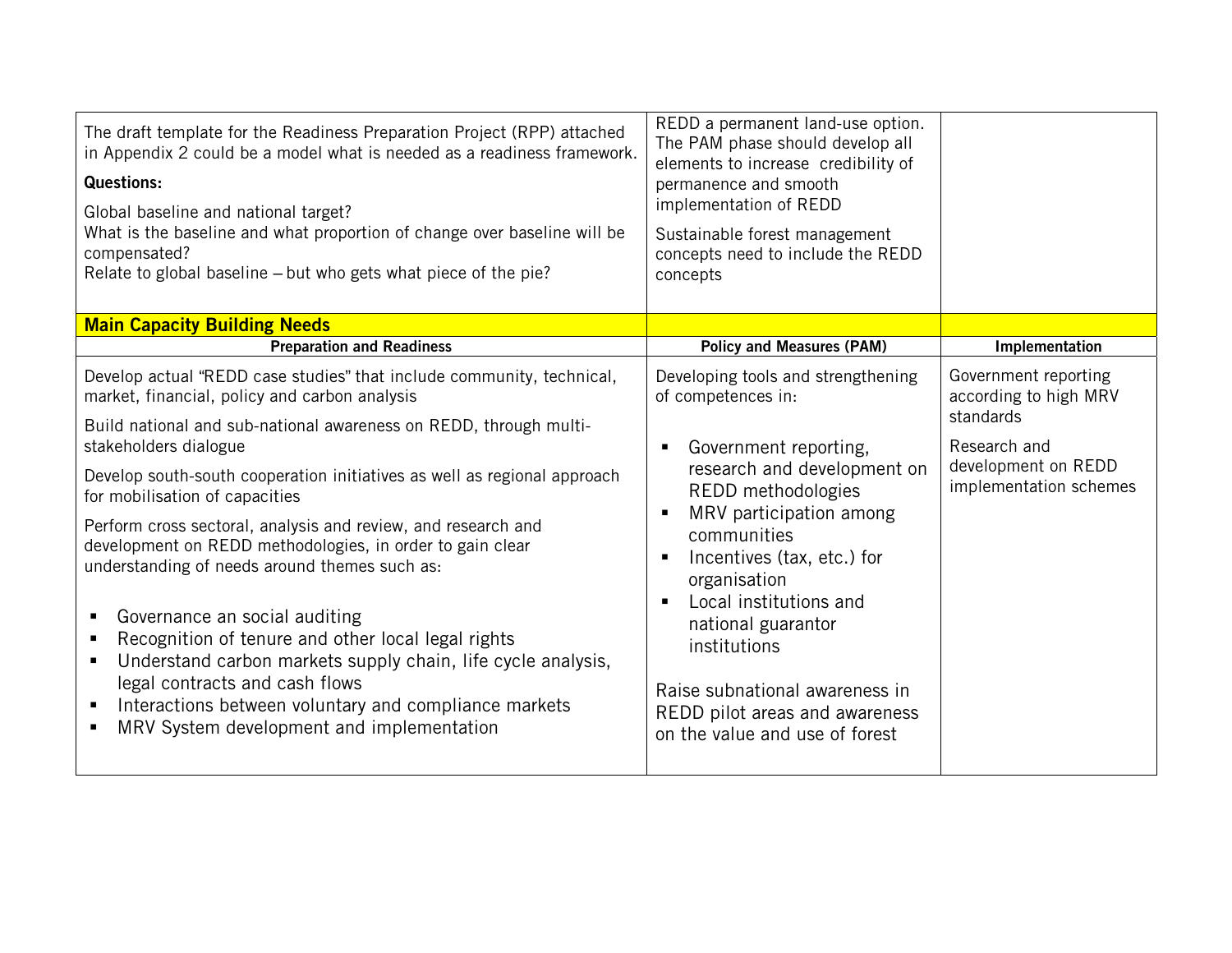| | | |
|---|---|---|
| The draft template for the Readiness Preparation Project (RPP) attached in Appendix 2 could be a model what is needed as a readiness framework.<br><br>**Questions:**<br><br>Global baseline and national target?<br>What is the baseline and what proportion of change over baseline will be compensated?<br>Relate to global baseline – but who gets what piece of the pie? | REDD a permanent land-use option. The PAM phase should develop all elements to increase credibility of permanence and smooth implementation of REDD<br><br>Sustainable forest management concepts need to include the REDD concepts | |
| **Main Capacity Building Needs** | | |
| **Preparation and Readiness** | **Policy and Measures (PAM)** | **Implementation** |
| Develop actual "REDD case studies" that include community, technical, market, financial, policy and carbon analysis<br><br>Build national and sub-national awareness on REDD, through multi-stakeholders dialogue<br><br>Develop south-south cooperation initiatives as well as regional approach for mobilisation of capacities<br><br>Perform cross sectoral, analysis and review, and research and development on REDD methodologies, in order to gain clear understanding of needs around themes such as:<br><br>▪ Governance an social auditing<br>▪ Recognition of tenure and other local legal rights<br>▪ Understand carbon markets supply chain, life cycle analysis, legal contracts and cash flows<br>▪ Interactions between voluntary and compliance markets<br>▪ MRV System development and implementation | Developing tools and strengthening of competences in:<br><br>▪ Government reporting, research and development on REDD methodologies<br>▪ MRV participation among communities<br>▪ Incentives (tax, etc.) for organisation<br>▪ Local institutions and national guarantor institutions<br><br>Raise subnational awareness in REDD pilot areas and awareness on the value and use of forest | Government reporting according to high MRV standards<br><br>Research and development on REDD implementation schemes |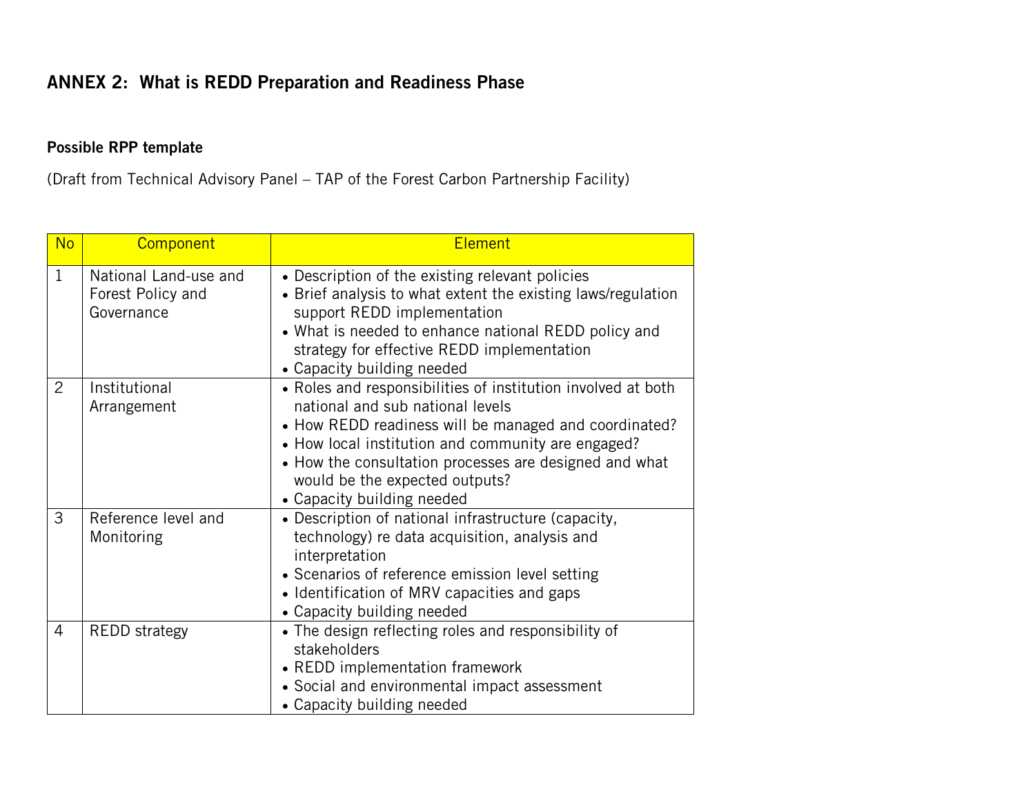## ANNEX 2: What is REDD Preparation and Readiness Phase

**Possible RPP template**

(Draft from Technical Advisory Panel – TAP of the Forest Carbon Partnership Facility)

| No | Component | Element |
|---|---|---|
| 1 | National Land-use and Forest Policy and Governance | • Description of the existing relevant policies<br>• Brief analysis to what extent the existing laws/regulation support REDD implementation<br>• What is needed to enhance national REDD policy and strategy for effective REDD implementation<br>• Capacity building needed |
| 2 | Institutional Arrangement | • Roles and responsibilities of institution involved at both national and sub national levels<br>• How REDD readiness will be managed and coordinated?<br>• How local institution and community are engaged?<br>• How the consultation processes are designed and what would be the expected outputs?<br>• Capacity building needed |
| 3 | Reference level and Monitoring | • Description of national infrastructure (capacity, technology) re data acquisition, analysis and interpretation<br>• Scenarios of reference emission level setting<br>• Identification of MRV capacities and gaps<br>• Capacity building needed |
| 4 | REDD strategy | • The design reflecting roles and responsibility of stakeholders<br>• REDD implementation framework<br>• Social and environmental impact assessment<br>• Capacity building needed |